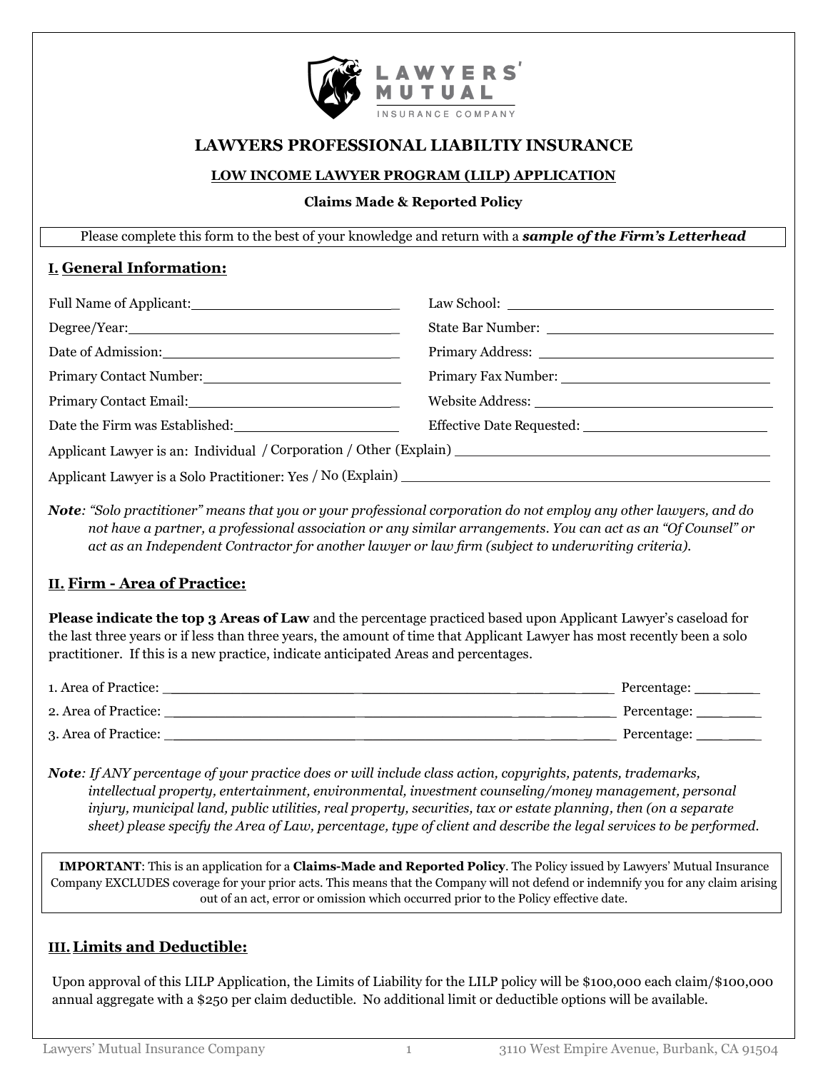LAWYERS' MUTUAL INSURANCE COMPANY

# LAWYERS PROFESSIONAL LIABILTIY INSURANCE

## LOW INCOME LAWYER PROGRAM (LILP) APPLICATION

**Claims Made & Reported Policy**

Please complete this form to the best of your knowledge and return with a ***sample of the Firm's Letterhead***

## I. General Information:

Full Name of Applicant: ______________________

Law School: ______________________

Degree/Year: ______________________

State Bar Number: ______________________

Date of Admission: ______________________

Primary Address: ______________________

Primary Contact Number: ______________________

Primary Fax Number: ______________________

Primary Contact Email: ______________________

Website Address: ______________________

Date the Firm was Established: ______________________

Effective Date Requested: ______________________

Applicant Lawyer is an: Individual / Corporation / Other (Explain) ______________________

Applicant Lawyer is a Solo Practitioner: Yes / No (Explain) ______________________

***Note**: "Solo practitioner" means that you or your professional corporation do not employ any other lawyers, and do not have a partner, a professional association or any similar arrangements. You can act as an "Of Counsel" or act as an Independent Contractor for another lawyer or law firm (subject to underwriting criteria).*

## II. Firm - Area of Practice:

**Please indicate the top 3 Areas of Law** and the percentage practiced based upon Applicant Lawyer's caseload for the last three years or if less than three years, the amount of time that Applicant Lawyer has most recently been a solo practitioner. If this is a new practice, indicate anticipated Areas and percentages.

1. Area of Practice: ______________________ Percentage: ______
2. Area of Practice: ______________________ Percentage: ______
3. Area of Practice: ______________________ Percentage: ______

***Note**: If ANY percentage of your practice does or will include class action, copyrights, patents, trademarks, intellectual property, entertainment, environmental, investment counseling/money management, personal injury, municipal land, public utilities, real property, securities, tax or estate planning, then (on a separate sheet) please specify the Area of Law, percentage, type of client and describe the legal services to be performed.*

**IMPORTANT**: This is an application for a **Claims-Made and Reported Policy**. The Policy issued by Lawyers' Mutual Insurance Company EXCLUDES coverage for your prior acts. This means that the Company will not defend or indemnify you for any claim arising out of an act, error or omission which occurred prior to the Policy effective date.

## III. Limits and Deductible:

Upon approval of this LILP Application, the Limits of Liability for the LILP policy will be $100,000 each claim/$100,000 annual aggregate with a $250 per claim deductible. No additional limit or deductible options will be available.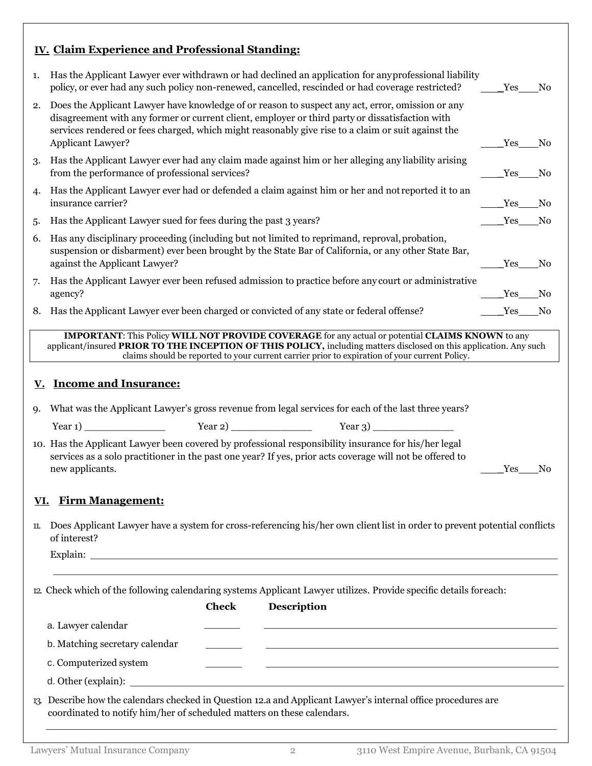## IV. Claim Experience and Professional Standing:

1. Has the Applicant Lawyer ever withdrawn or had declined an application for any professional liability policy, or ever had any such policy non-renewed, cancelled, rescinded or had coverage restricted? ____Yes____No
2. Does the Applicant Lawyer have knowledge of or reason to suspect any act, error, omission or any disagreement with any former or current client, employer or third party or dissatisfaction with services rendered or fees charged, which might reasonably give rise to a claim or suit against the Applicant Lawyer? ____Yes____No
3. Has the Applicant Lawyer ever had any claim made against him or her alleging any liability arising from the performance of professional services? ____Yes____No
4. Has the Applicant Lawyer ever had or defended a claim against him or her and not reported it to an insurance carrier? ____Yes____No
5. Has the Applicant Lawyer sued for fees during the past 3 years? ____Yes____No
6. Has any disciplinary proceeding (including but not limited to reprimand, reproval, probation, suspension or disbarment) ever been brought by the State Bar of California, or any other State Bar, against the Applicant Lawyer? ____Yes____No
7. Has the Applicant Lawyer ever been refused admission to practice before any court or administrative agency? ____Yes____No
8. Has the Applicant Lawyer ever been charged or convicted of any state or federal offense? ____Yes____No

> **IMPORTANT**: This Policy **WILL NOT PROVIDE COVERAGE** for any actual or potential **CLAIMS KNOWN** to any applicant/insured **PRIOR TO THE INCEPTION OF THIS POLICY,** including matters disclosed on this application. Any such claims should be reported to your current carrier prior to expiration of your current Policy.

## V. Income and Insurance:

9. What was the Applicant Lawyer's gross revenue from legal services for each of the last three years?

   Year 1) ______________ Year 2) ______________ Year 3) ______________

10. Has the Applicant Lawyer been covered by professional responsibility insurance for his/her legal services as a solo practitioner in the past one year? If yes, prior acts coverage will not be offered to new applicants. ____Yes____No

## VI. Firm Management:

11. Does Applicant Lawyer have a system for cross-referencing his/her own client list in order to prevent potential conflicts of interest?

    Explain: ______________________________________________

    ______________________________________________

12. Check which of the following calendaring systems Applicant Lawyer utilizes. Provide specific details for each:

| | Check | Description |
|---|---|---|
| a. Lawyer calendar | _______ | ______________________________ |
| b. Matching secretary calendar | _______ | ______________________________ |
| c. Computerized system | _______ | ______________________________ |

    d. Other (explain): ______________________________________________

13. Describe how the calendars checked in Question 12.a and Applicant Lawyer's internal office procedures are coordinated to notify him/her of scheduled matters on these calendars.

    ______________________________________________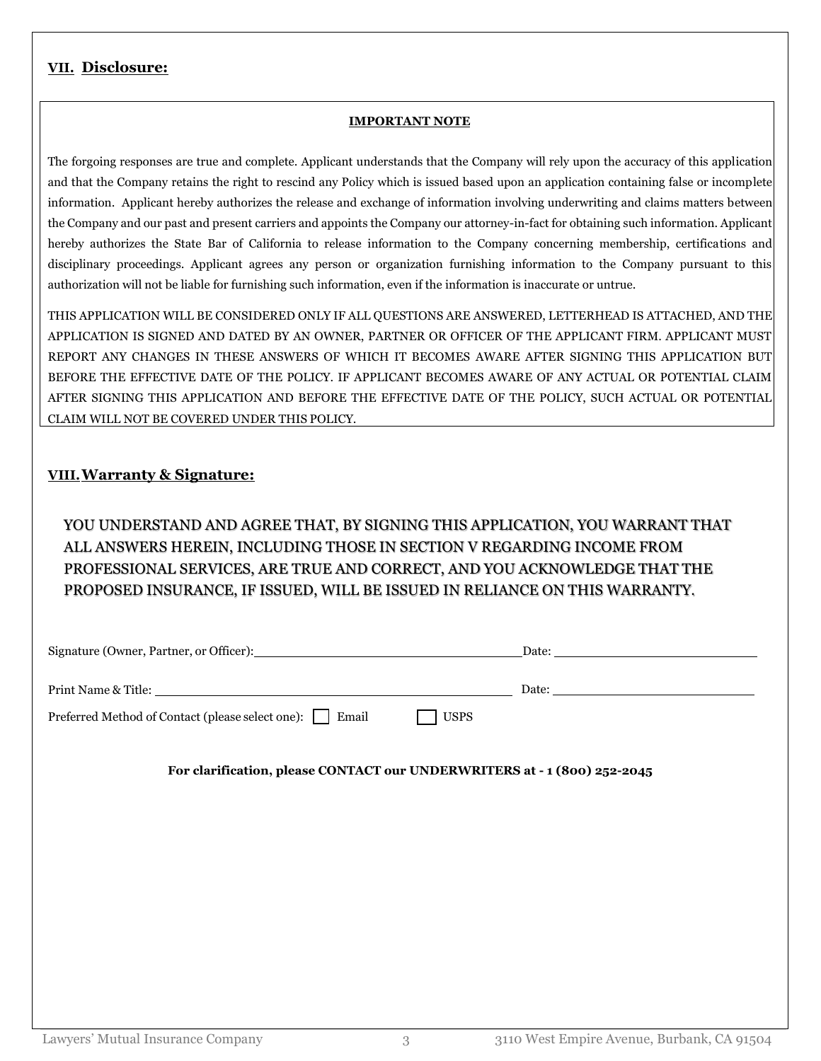## VII. Disclosure:

**IMPORTANT NOTE**

The forgoing responses are true and complete. Applicant understands that the Company will rely upon the accuracy of this application and that the Company retains the right to rescind any Policy which is issued based upon an application containing false or incomplete information. Applicant hereby authorizes the release and exchange of information involving underwriting and claims matters between the Company and our past and present carriers and appoints the Company our attorney-in-fact for obtaining such information. Applicant hereby authorizes the State Bar of California to release information to the Company concerning membership, certifications and disciplinary proceedings. Applicant agrees any person or organization furnishing information to the Company pursuant to this authorization will not be liable for furnishing such information, even if the information is inaccurate or untrue.

THIS APPLICATION WILL BE CONSIDERED ONLY IF ALL QUESTIONS ARE ANSWERED, LETTERHEAD IS ATTACHED, AND THE APPLICATION IS SIGNED AND DATED BY AN OWNER, PARTNER OR OFFICER OF THE APPLICANT FIRM. APPLICANT MUST REPORT ANY CHANGES IN THESE ANSWERS OF WHICH IT BECOMES AWARE AFTER SIGNING THIS APPLICATION BUT BEFORE THE EFFECTIVE DATE OF THE POLICY. IF APPLICANT BECOMES AWARE OF ANY ACTUAL OR POTENTIAL CLAIM AFTER SIGNING THIS APPLICATION AND BEFORE THE EFFECTIVE DATE OF THE POLICY, SUCH ACTUAL OR POTENTIAL CLAIM WILL NOT BE COVERED UNDER THIS POLICY.

## VIII. Warranty & Signature:

YOU UNDERSTAND AND AGREE THAT, BY SIGNING THIS APPLICATION, YOU WARRANT THAT ALL ANSWERS HEREIN, INCLUDING THOSE IN SECTION V REGARDING INCOME FROM PROFESSIONAL SERVICES, ARE TRUE AND CORRECT, AND YOU ACKNOWLEDGE THAT THE PROPOSED INSURANCE, IF ISSUED, WILL BE ISSUED IN RELIANCE ON THIS WARRANTY.

Signature (Owner, Partner, or Officer): ____________________ Date: ____________________

Print Name & Title: ____________________ Date: ____________________

Preferred Method of Contact (please select one): ☐ Email ☐ USPS

**For clarification, please CONTACT our UNDERWRITERS at - 1 (800) 252-2045**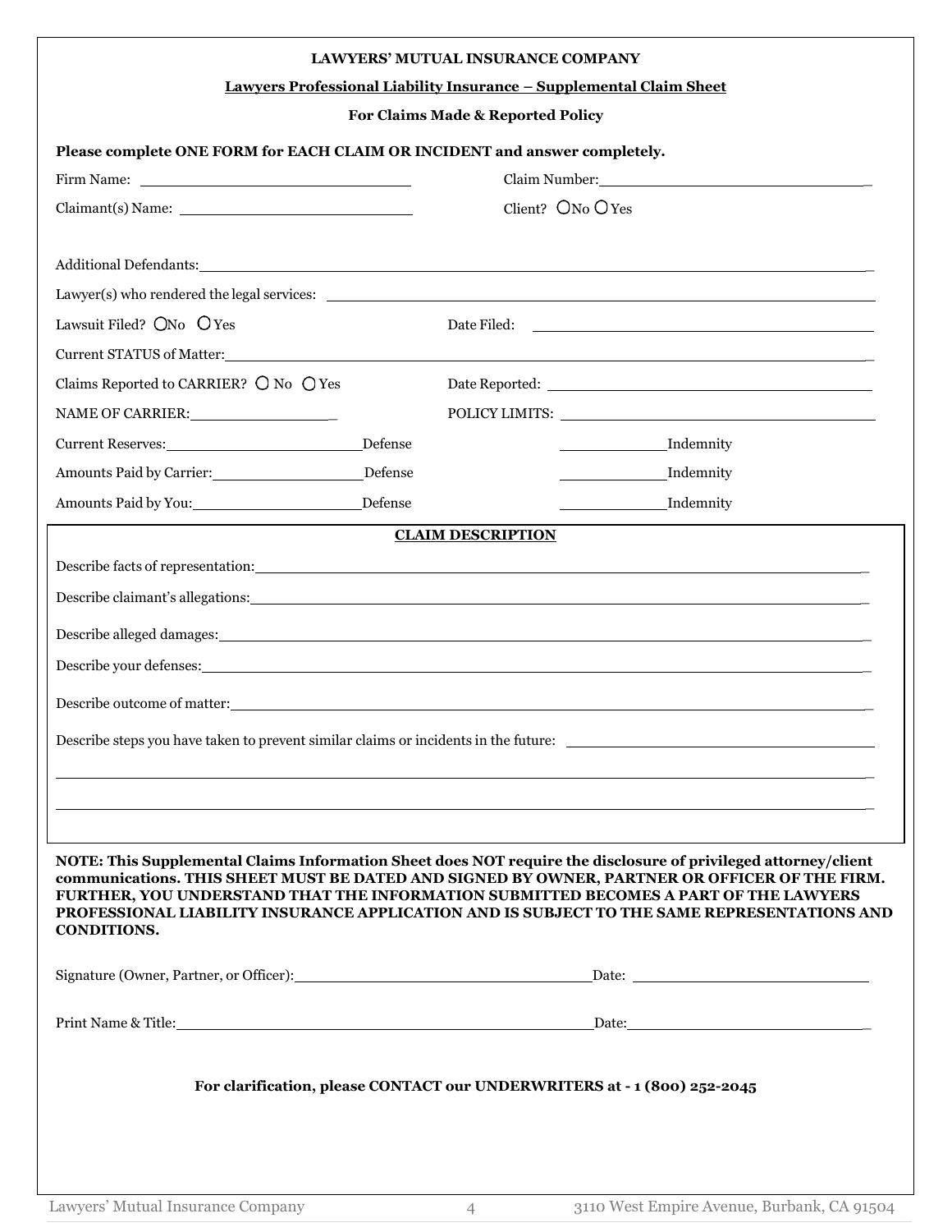**LAWYERS' MUTUAL INSURANCE COMPANY**

**Lawyers Professional Liability Insurance – Supplemental Claim Sheet**

**For Claims Made & Reported Policy**

**Please complete ONE FORM for EACH CLAIM OR INCIDENT and answer completely.**

Firm Name: ______________________________ Claim Number: ______________________________

Claimant(s) Name: ______________________________ Client? ○ No ○ Yes

Additional Defendants: ____________________________________________________________

Lawyer(s) who rendered the legal services: ____________________________________________

Lawsuit Filed? ○ No ○ Yes Date Filed: ______________________________

Current STATUS of Matter: _________________________________________________________

Claims Reported to CARRIER? ○ No ○ Yes Date Reported: ______________________________

NAME OF CARRIER: __________________ POLICY LIMITS: ______________________________

Current Reserves: ____________ Defense ____________ Indemnity

Amounts Paid by Carrier: ____________ Defense ____________ Indemnity

Amounts Paid by You: ____________ Defense ____________ Indemnity

**CLAIM DESCRIPTION**

Describe facts of representation: ______________________________________________________

Describe claimant's allegations: ______________________________________________________

Describe alleged damages: ___________________________________________________________

Describe your defenses: _____________________________________________________________

Describe outcome of matter: _________________________________________________________

Describe steps you have taken to prevent similar claims or incidents in the future: ______________

______________________________________________________________________________

______________________________________________________________________________

**NOTE: This Supplemental Claims Information Sheet does NOT require the disclosure of privileged attorney/client communications. THIS SHEET MUST BE DATED AND SIGNED BY OWNER, PARTNER OR OFFICER OF THE FIRM. FURTHER, YOU UNDERSTAND THAT THE INFORMATION SUBMITTED BECOMES A PART OF THE LAWYERS PROFESSIONAL LIABILITY INSURANCE APPLICATION AND IS SUBJECT TO THE SAME REPRESENTATIONS AND CONDITIONS.**

Signature (Owner, Partner, or Officer): ______________________________ Date: ____________________

Print Name & Title: ______________________________ Date: ____________________

**For clarification, please CONTACT our UNDERWRITERS at - 1 (800) 252-2045**

Lawyers' Mutual Insurance Company 3110 West Empire Avenue, Burbank, CA 91504